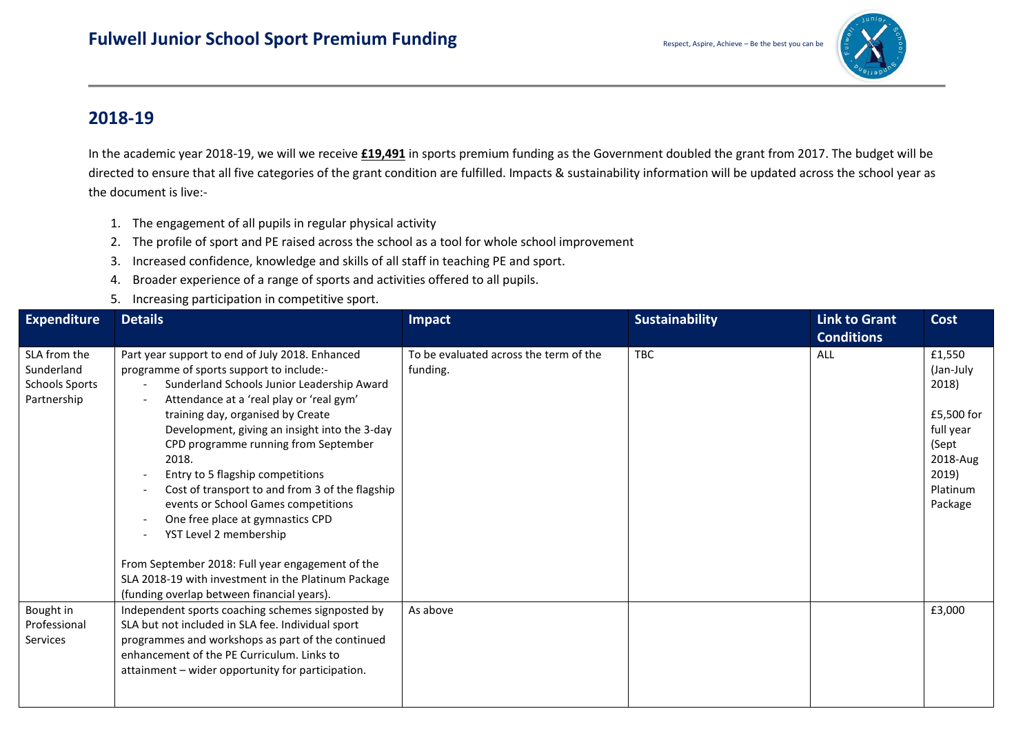# Fulwell Junior School Sport Premium Funding

Respect, Aspire, Achieve – Be the best you can be

## 2018-19

In the academic year 2018-19, we will we receive **£19,491** in sports premium funding as the Government doubled the grant from 2017. The budget will be directed to ensure that all five categories of the grant condition are fulfilled. Impacts & sustainability information will be updated across the school year as the document is live:-

1. The engagement of all pupils in regular physical activity
2. The profile of sport and PE raised across the school as a tool for whole school improvement
3. Increased confidence, knowledge and skills of all staff in teaching PE and sport.
4. Broader experience of a range of sports and activities offered to all pupils.
5. Increasing participation in competitive sport.

| Expenditure | Details | Impact | Sustainability | Link to Grant Conditions | Cost |
|---|---|---|---|---|---|
| SLA from the Sunderland Schools Sports Partnership | Part year support to end of July 2018. Enhanced programme of sports support to include:- <br> - Sunderland Schools Junior Leadership Award <br> - Attendance at a 'real play or 'real gym' training day, organised by Create Development, giving an insight into the 3-day CPD programme running from September 2018. <br> - Entry to 5 flagship competitions <br> - Cost of transport to and from 3 of the flagship events or School Games competitions <br> - One free place at gymnastics CPD <br> - YST Level 2 membership <br><br> From September 2018: Full year engagement of the SLA 2018-19 with investment in the Platinum Package (funding overlap between financial years). | To be evaluated across the term of the funding. | TBC | ALL | £1,550 (Jan-July 2018) <br><br> £5,500 for full year (Sept 2018-Aug 2019) Platinum Package |
| Bought in Professional Services | Independent sports coaching schemes signposted by SLA but not included in SLA fee. Individual sport programmes and workshops as part of the continued enhancement of the PE Curriculum. Links to attainment – wider opportunity for participation. | As above | | | £3,000 |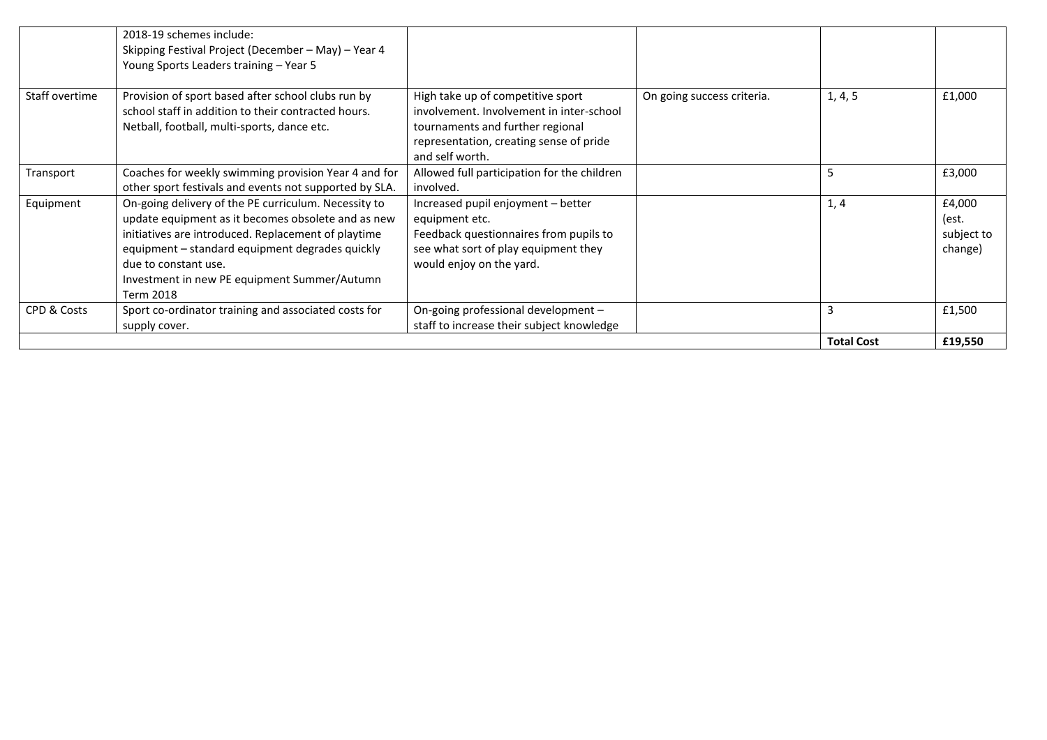| | | | | | |
|---|---|---|---|---|---|
| | 2018-19 schemes include:<br>Skipping Festival Project (December – May) – Year 4<br>Young Sports Leaders training – Year 5 | | | | |
| Staff overtime | Provision of sport based after school clubs run by school staff in addition to their contracted hours. Netball, football, multi-sports, dance etc. | High take up of competitive sport involvement. Involvement in inter-school tournaments and further regional representation, creating sense of pride and self worth. | On going success criteria. | 1, 4, 5 | £1,000 |
| Transport | Coaches for weekly swimming provision Year 4 and for other sport festivals and events not supported by SLA. | Allowed full participation for the children involved. | | 5 | £3,000 |
| Equipment | On-going delivery of the PE curriculum. Necessity to update equipment as it becomes obsolete and as new initiatives are introduced. Replacement of playtime equipment – standard equipment degrades quickly due to constant use.<br>Investment in new PE equipment Summer/Autumn Term 2018 | Increased pupil enjoyment – better equipment etc.<br>Feedback questionnaires from pupils to see what sort of play equipment they would enjoy on the yard. | | 1, 4 | £4,000 (est. subject to change) |
| CPD & Costs | Sport co-ordinator training and associated costs for supply cover. | On-going professional development – staff to increase their subject knowledge | | 3 | £1,500 |
| | | | | **Total Cost** | **£19,550** |